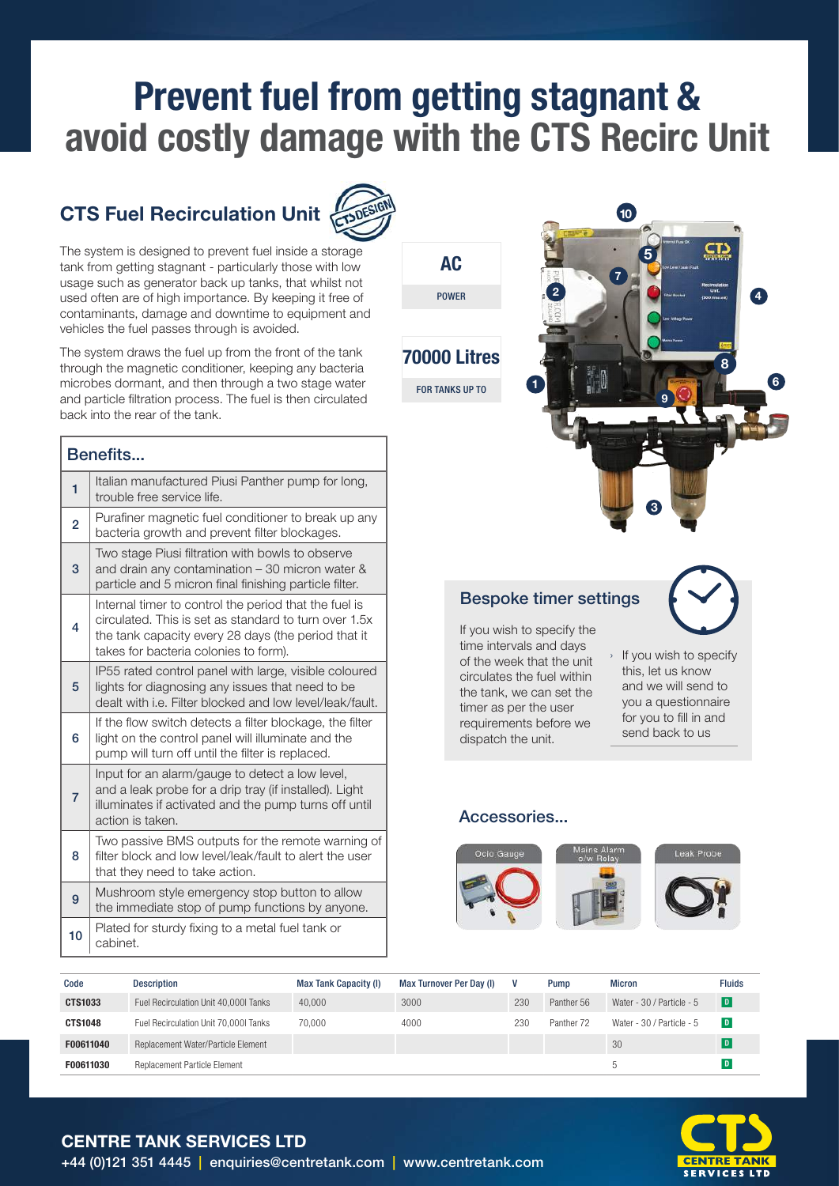# Prevent fuel from getting stagnant & avoid costly damage with the CTS Recirc Unit

## CTS Fuel Recirculation Unit

The system is designed to prevent fuel inside a storage tank from getting stagnant - particularly those with low usage such as generator back up tanks, that whilst not used often are of high importance. By keeping it free of contaminants, damage and downtime to equipment and vehicles the fuel passes through is avoided.

The system draws the fuel up from the front of the tank through the magnetic conditioner, keeping any bacteria microbes dormant, and then through a two stage water and particle filtration process. The fuel is then circulated back into the rear of the tank.

**AC**
POWER

**70000 Litres**
FOR TANKS UP TO

| Benefits... | |
|---|---|
| 1 | Italian manufactured Piusi Panther pump for long, trouble free service life. |
| 2 | Purafiner magnetic fuel conditioner to break up any bacteria growth and prevent filter blockages. |
| 3 | Two stage Piusi filtration with bowls to observe and drain any contamination – 30 micron water & particle and 5 micron final finishing particle filter. |
| 4 | Internal timer to control the period that the fuel is circulated. This is set as standard to turn over 1.5x the tank capacity every 28 days (the period that it takes for bacteria colonies to form). |
| 5 | IP55 rated control panel with large, visible coloured lights for diagnosing any issues that need to be dealt with i.e. Filter blocked and low level/leak/fault. |
| 6 | If the flow switch detects a filter blockage, the filter light on the control panel will illuminate and the pump will turn off until the filter is replaced. |
| 7 | Input for an alarm/gauge to detect a low level, and a leak probe for a drip tray (if installed). Light illuminates if activated and the pump turns off until action is taken. |
| 8 | Two passive BMS outputs for the remote warning of filter block and low level/leak/fault to alert the user that they need to take action. |
| 9 | Mushroom style emergency stop button to allow the immediate stop of pump functions by anyone. |
| 10 | Plated for sturdy fixing to a metal fuel tank or cabinet. |

### Bespoke timer settings

If you wish to specify the time intervals and days of the week that the unit circulates the fuel within the tank, we can set the timer as per the user requirements before we dispatch the unit.

› If you wish to specify this, let us know and we will send to you a questionnaire for you to fill in and send back to us

### Accessories...

- Ocio Gauge
- Mains Alarm c/w Relay
- Leak Probe

| Code | Description | Max Tank Capacity (l) | Max Turnover Per Day (l) | V | Pump | Micron | Fluids |
|---|---|---|---|---|---|---|---|
| **CTS1033** | Fuel Recirculation Unit 40,000l Tanks | 40,000 | 3000 | 230 | Panther 56 | Water - 30 / Particle - 5 | D |
| **CTS1048** | Fuel Recirculation Unit 70,000l Tanks | 70,000 | 4000 | 230 | Panther 72 | Water - 30 / Particle - 5 | D |
| **F00611040** | Replacement Water/Particle Element | | | | | 30 | D |
| **F00611030** | Replacement Particle Element | | | | | 5 | D |

**CENTRE TANK SERVICES LTD**
+44 (0)121 351 4445 | enquiries@centretank.com | www.centretank.com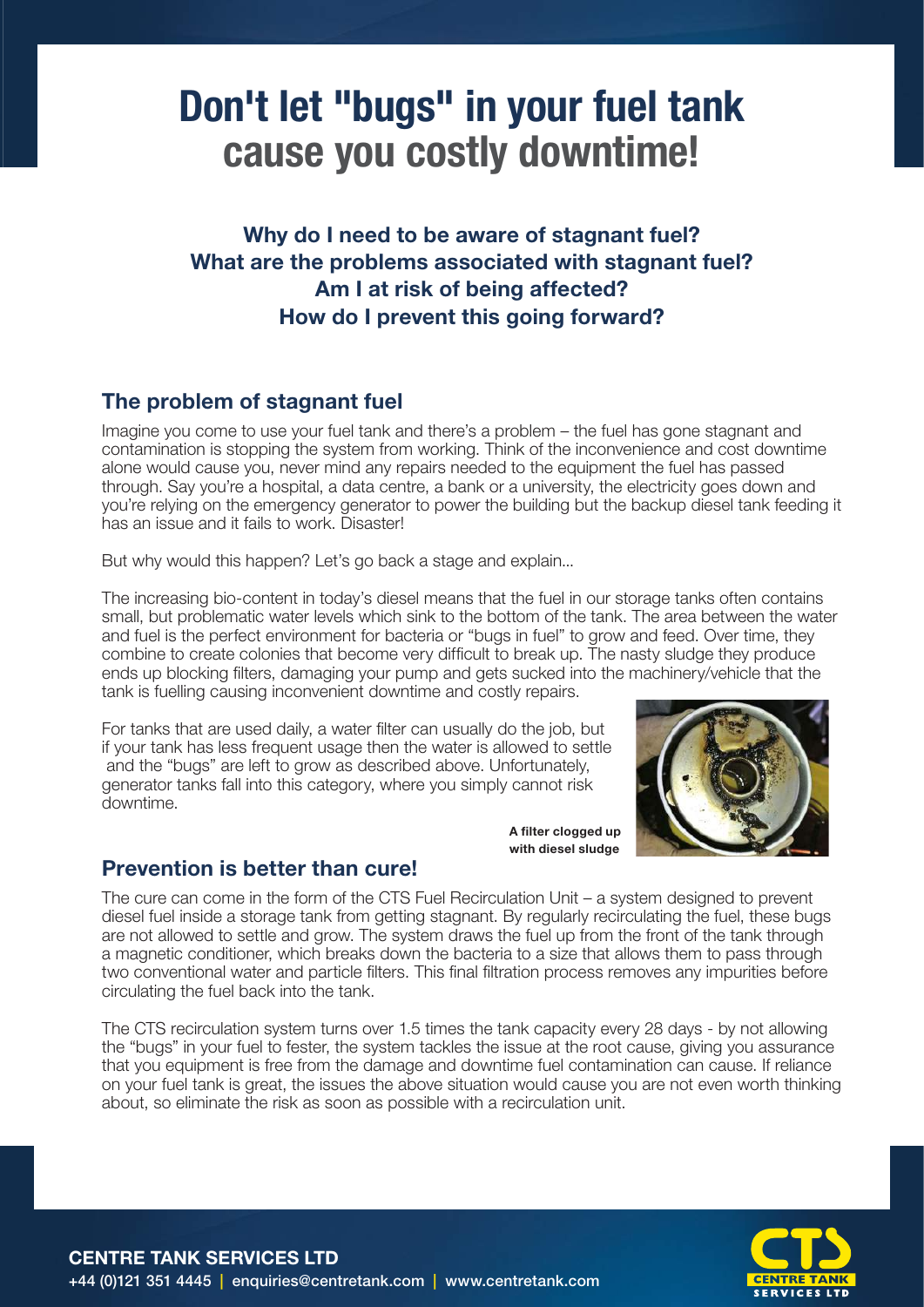# Don't let "bugs" in your fuel tank cause you costly downtime!

**Why do I need to be aware of stagnant fuel?**
**What are the problems associated with stagnant fuel?**
**Am I at risk of being affected?**
**How do I prevent this going forward?**

## The problem of stagnant fuel

Imagine you come to use your fuel tank and there's a problem – the fuel has gone stagnant and contamination is stopping the system from working. Think of the inconvenience and cost downtime alone would cause you, never mind any repairs needed to the equipment the fuel has passed through. Say you're a hospital, a data centre, a bank or a university, the electricity goes down and you're relying on the emergency generator to power the building but the backup diesel tank feeding it has an issue and it fails to work. Disaster!

But why would this happen? Let's go back a stage and explain...

The increasing bio-content in today's diesel means that the fuel in our storage tanks often contains small, but problematic water levels which sink to the bottom of the tank. The area between the water and fuel is the perfect environment for bacteria or "bugs in fuel" to grow and feed. Over time, they combine to create colonies that become very difficult to break up. The nasty sludge they produce ends up blocking filters, damaging your pump and gets sucked into the machinery/vehicle that the tank is fuelling causing inconvenient downtime and costly repairs.

For tanks that are used daily, a water filter can usually do the job, but if your tank has less frequent usage then the water is allowed to settle and the "bugs" are left to grow as described above. Unfortunately, generator tanks fall into this category, where you simply cannot risk downtime.

**A filter clogged up with diesel sludge**

## Prevention is better than cure!

The cure can come in the form of the CTS Fuel Recirculation Unit – a system designed to prevent diesel fuel inside a storage tank from getting stagnant. By regularly recirculating the fuel, these bugs are not allowed to settle and grow. The system draws the fuel up from the front of the tank through a magnetic conditioner, which breaks down the bacteria to a size that allows them to pass through two conventional water and particle filters. This final filtration process removes any impurities before circulating the fuel back into the tank.

The CTS recirculation system turns over 1.5 times the tank capacity every 28 days - by not allowing the "bugs" in your fuel to fester, the system tackles the issue at the root cause, giving you assurance that you equipment is free from the damage and downtime fuel contamination can cause. If reliance on your fuel tank is great, the issues the above situation would cause you are not even worth thinking about, so eliminate the risk as soon as possible with a recirculation unit.

**CENTRE TANK SERVICES LTD**
+44 (0)121 351 4445 | enquiries@centretank.com | www.centretank.com